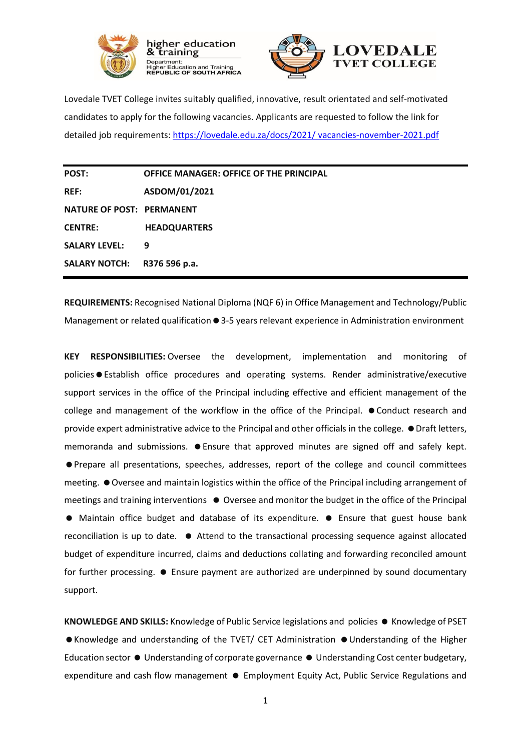Lovedale TVET College invites suitably qualified, innovative, result orientated and self-motivated candidates to apply for the following vacancies. Applicants are requested to follow the link for detailed job requirements: [https://lovedale.edu.za/docs/2021/ vacancies-november-2021.pdf](https://lovedale.edu.za/docs/2021/vacancies-november-2021.pdf)

| | |
|---|---|
| **POST:** | **OFFICE MANAGER: OFFICE OF THE PRINCIPAL** |
| **REF:** | **ASDOM/01/2021** |
| **NATURE OF POST:** | **PERMANENT** |
| **CENTRE:** | **HEADQUARTERS** |
| **SALARY LEVEL:** | **9** |
| **SALARY NOTCH:** | **R376 596 p.a.** |

**REQUIREMENTS:** Recognised National Diploma (NQF 6) in Office Management and Technology/Public Management or related qualification ● 3-5 years relevant experience in Administration environment

**KEY RESPONSIBILITIES:** Oversee the development, implementation and monitoring of policies ● Establish office procedures and operating systems. Render administrative/executive support services in the office of the Principal including effective and efficient management of the college and management of the workflow in the office of the Principal. ● Conduct research and provide expert administrative advice to the Principal and other officials in the college. ● Draft letters, memoranda and submissions. ● Ensure that approved minutes are signed off and safely kept. ● Prepare all presentations, speeches, addresses, report of the college and council committees meeting. ● Oversee and maintain logistics within the office of the Principal including arrangement of meetings and training interventions ● Oversee and monitor the budget in the office of the Principal ● Maintain office budget and database of its expenditure. ● Ensure that guest house bank reconciliation is up to date. ● Attend to the transactional processing sequence against allocated budget of expenditure incurred, claims and deductions collating and forwarding reconciled amount for further processing. ● Ensure payment are authorized are underpinned by sound documentary support.

**KNOWLEDGE AND SKILLS:** Knowledge of Public Service legislations and policies ● Knowledge of PSET ● Knowledge and understanding of the TVET/ CET Administration ● Understanding of the Higher Education sector ● Understanding of corporate governance ● Understanding Cost center budgetary, expenditure and cash flow management ● Employment Equity Act, Public Service Regulations and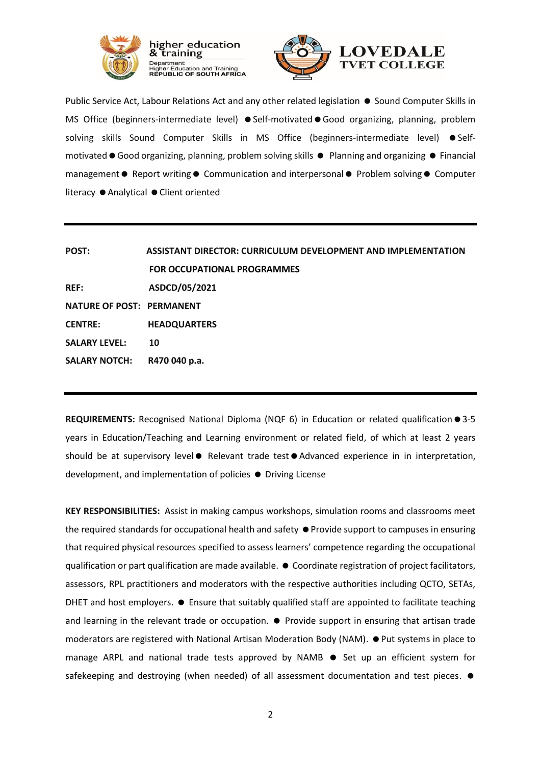Public Service Act, Labour Relations Act and any other related legislation ● Sound Computer Skills in MS Office (beginners-intermediate level) ● Self-motivated ● Good organizing, planning, problem solving skills Sound Computer Skills in MS Office (beginners-intermediate level) ● Self-motivated ● Good organizing, planning, problem solving skills ● Planning and organizing ● Financial management ● Report writing ● Communication and interpersonal ● Problem solving ● Computer literacy ● Analytical ● Client oriented

---

**POST:** **ASSISTANT DIRECTOR: CURRICULUM DEVELOPMENT AND IMPLEMENTATION FOR OCCUPATIONAL PROGRAMMES**

**REF:** **ASDCD/05/2021**

**NATURE OF POST:** **PERMANENT**

**CENTRE:** **HEADQUARTERS**

**SALARY LEVEL:** **10**

**SALARY NOTCH:** **R470 040 p.a.**

---

**REQUIREMENTS:** Recognised National Diploma (NQF 6) in Education or related qualification ● 3-5 years in Education/Teaching and Learning environment or related field, of which at least 2 years should be at supervisory level ● Relevant trade test ● Advanced experience in in interpretation, development, and implementation of policies ● Driving License

**KEY RESPONSIBILITIES:** Assist in making campus workshops, simulation rooms and classrooms meet the required standards for occupational health and safety ● Provide support to campuses in ensuring that required physical resources specified to assess learners' competence regarding the occupational qualification or part qualification are made available. ● Coordinate registration of project facilitators, assessors, RPL practitioners and moderators with the respective authorities including QCTO, SETAs, DHET and host employers. ● Ensure that suitably qualified staff are appointed to facilitate teaching and learning in the relevant trade or occupation. ● Provide support in ensuring that artisan trade moderators are registered with National Artisan Moderation Body (NAM). ● Put systems in place to manage ARPL and national trade tests approved by NAMB ● Set up an efficient system for safekeeping and destroying (when needed) of all assessment documentation and test pieces. ●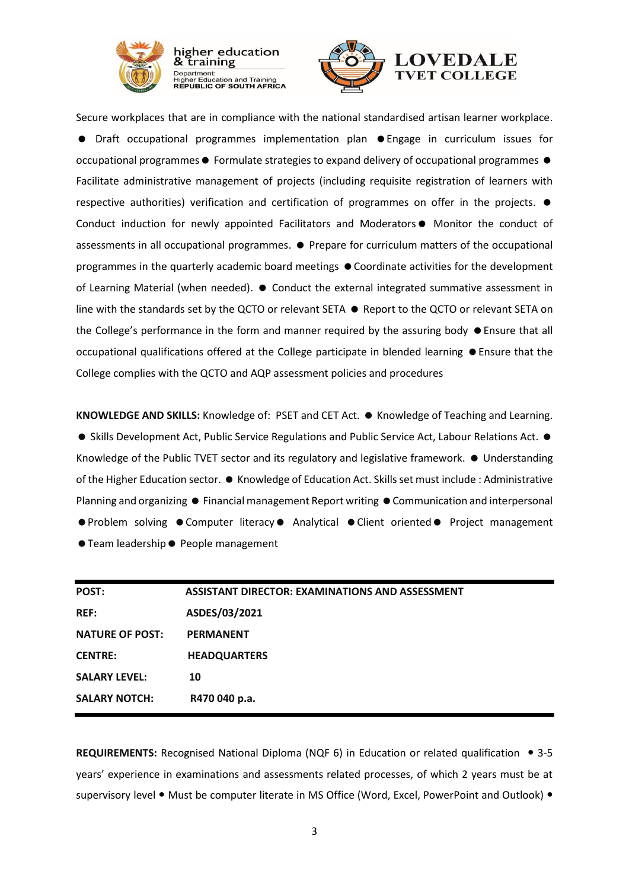Secure workplaces that are in compliance with the national standardised artisan learner workplace. ● Draft occupational programmes implementation plan ● Engage in curriculum issues for occupational programmes ● Formulate strategies to expand delivery of occupational programmes ● Facilitate administrative management of projects (including requisite registration of learners with respective authorities) verification and certification of programmes on offer in the projects. ● Conduct induction for newly appointed Facilitators and Moderators ● Monitor the conduct of assessments in all occupational programmes. ● Prepare for curriculum matters of the occupational programmes in the quarterly academic board meetings ● Coordinate activities for the development of Learning Material (when needed). ● Conduct the external integrated summative assessment in line with the standards set by the QCTO or relevant SETA ● Report to the QCTO or relevant SETA on the College's performance in the form and manner required by the assuring body ● Ensure that all occupational qualifications offered at the College participate in blended learning ● Ensure that the College complies with the QCTO and AQP assessment policies and procedures

**KNOWLEDGE AND SKILLS:** Knowledge of: PSET and CET Act. ● Knowledge of Teaching and Learning. ● Skills Development Act, Public Service Regulations and Public Service Act, Labour Relations Act. ● Knowledge of the Public TVET sector and its regulatory and legislative framework. ● Understanding of the Higher Education sector. ● Knowledge of Education Act. Skills set must include : Administrative Planning and organizing ● Financial management Report writing ● Communication and interpersonal ● Problem solving ● Computer literacy ● Analytical ● Client oriented ● Project management ● Team leadership ● People management

| | |
|---|---|
| **POST:** | **ASSISTANT DIRECTOR: EXAMINATIONS AND ASSESSMENT** |
| **REF:** | **ASDES/03/2021** |
| **NATURE OF POST:** | **PERMANENT** |
| **CENTRE:** | **HEADQUARTERS** |
| **SALARY LEVEL:** | **10** |
| **SALARY NOTCH:** | **R470 040 p.a.** |

**REQUIREMENTS:** Recognised National Diploma (NQF 6) in Education or related qualification • 3-5 years' experience in examinations and assessments related processes, of which 2 years must be at supervisory level • Must be computer literate in MS Office (Word, Excel, PowerPoint and Outlook) •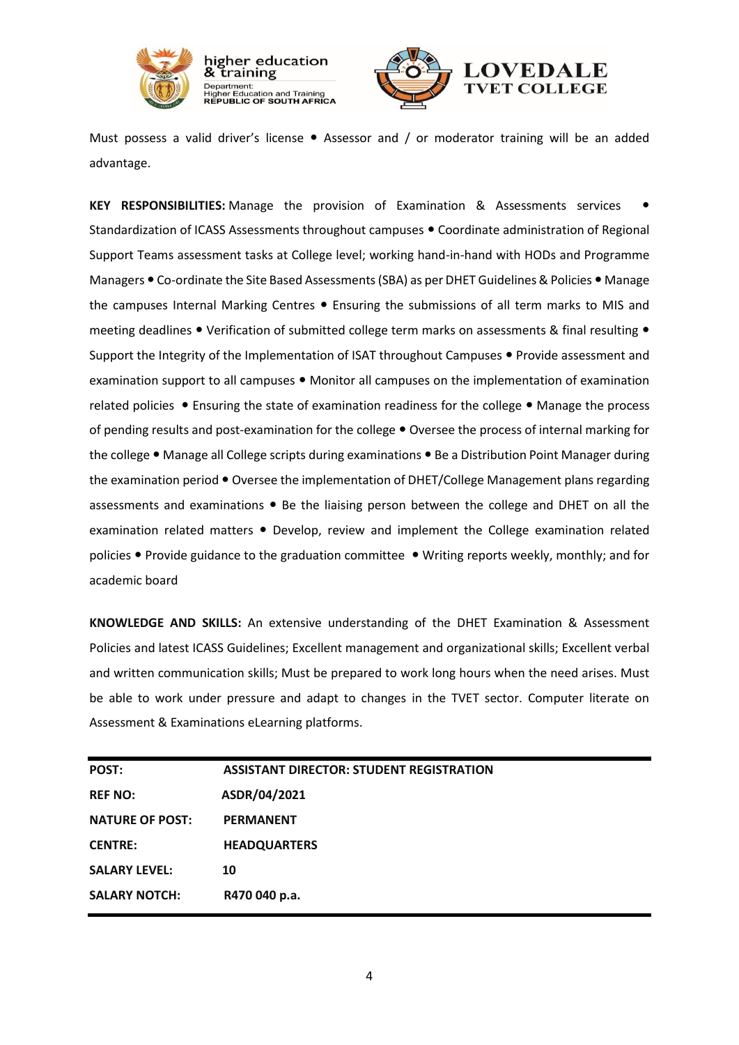Must possess a valid driver's license • Assessor and / or moderator training will be an added advantage.

**KEY RESPONSIBILITIES:** Manage the provision of Examination & Assessments services • Standardization of ICASS Assessments throughout campuses • Coordinate administration of Regional Support Teams assessment tasks at College level; working hand-in-hand with HODs and Programme Managers • Co-ordinate the Site Based Assessments (SBA) as per DHET Guidelines & Policies • Manage the campuses Internal Marking Centres • Ensuring the submissions of all term marks to MIS and meeting deadlines • Verification of submitted college term marks on assessments & final resulting • Support the Integrity of the Implementation of ISAT throughout Campuses • Provide assessment and examination support to all campuses • Monitor all campuses on the implementation of examination related policies • Ensuring the state of examination readiness for the college • Manage the process of pending results and post-examination for the college • Oversee the process of internal marking for the college • Manage all College scripts during examinations • Be a Distribution Point Manager during the examination period • Oversee the implementation of DHET/College Management plans regarding assessments and examinations • Be the liaising person between the college and DHET on all the examination related matters • Develop, review and implement the College examination related policies • Provide guidance to the graduation committee • Writing reports weekly, monthly; and for academic board

**KNOWLEDGE AND SKILLS:** An extensive understanding of the DHET Examination & Assessment Policies and latest ICASS Guidelines; Excellent management and organizational skills; Excellent verbal and written communication skills; Must be prepared to work long hours when the need arises. Must be able to work under pressure and adapt to changes in the TVET sector. Computer literate on Assessment & Examinations eLearning platforms.

| | |
|---|---|
| **POST:** | **ASSISTANT DIRECTOR: STUDENT REGISTRATION** |
| **REF NO:** | **ASDR/04/2021** |
| **NATURE OF POST:** | **PERMANENT** |
| **CENTRE:** | **HEADQUARTERS** |
| **SALARY LEVEL:** | **10** |
| **SALARY NOTCH:** | **R470 040 p.a.** |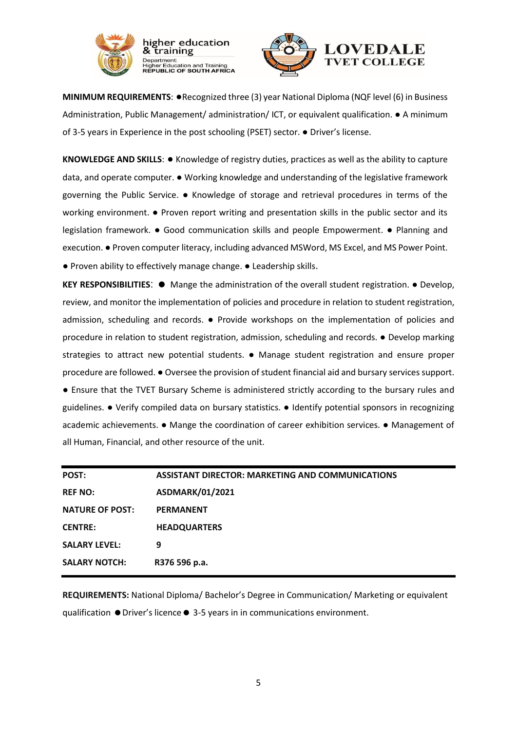**MINIMUM REQUIREMENTS**: ●Recognized three (3) year National Diploma (NQF level (6) in Business Administration, Public Management/ administration/ ICT, or equivalent qualification. ● A minimum of 3-5 years in Experience in the post schooling (PSET) sector. ● Driver's license.

**KNOWLEDGE AND SKILLS**: ● Knowledge of registry duties, practices as well as the ability to capture data, and operate computer. ● Working knowledge and understanding of the legislative framework governing the Public Service. ● Knowledge of storage and retrieval procedures in terms of the working environment. ● Proven report writing and presentation skills in the public sector and its legislation framework. ● Good communication skills and people Empowerment. ● Planning and execution. ● Proven computer literacy, including advanced MSWord, MS Excel, and MS Power Point. ● Proven ability to effectively manage change. ● Leadership skills.

**KEY RESPONSIBILITIES**: ● Mange the administration of the overall student registration. ● Develop, review, and monitor the implementation of policies and procedure in relation to student registration, admission, scheduling and records. ● Provide workshops on the implementation of policies and procedure in relation to student registration, admission, scheduling and records. ● Develop marking strategies to attract new potential students. ● Manage student registration and ensure proper procedure are followed. ● Oversee the provision of student financial aid and bursary services support. ● Ensure that the TVET Bursary Scheme is administered strictly according to the bursary rules and guidelines. ● Verify compiled data on bursary statistics. ● Identify potential sponsors in recognizing academic achievements. ● Mange the coordination of career exhibition services. ● Management of all Human, Financial, and other resource of the unit.

| **POST:** | **ASSISTANT DIRECTOR: MARKETING AND COMMUNICATIONS** |
|---|---|
| **REF NO:** | **ASDMARK/01/2021** |
| **NATURE OF POST:** | **PERMANENT** |
| **CENTRE:** | **HEADQUARTERS** |
| **SALARY LEVEL:** | **9** |
| **SALARY NOTCH:** | **R376 596 p.a.** |

**REQUIREMENTS:** National Diploma/ Bachelor's Degree in Communication/ Marketing or equivalent qualification ● Driver's licence ● 3-5 years in in communications environment.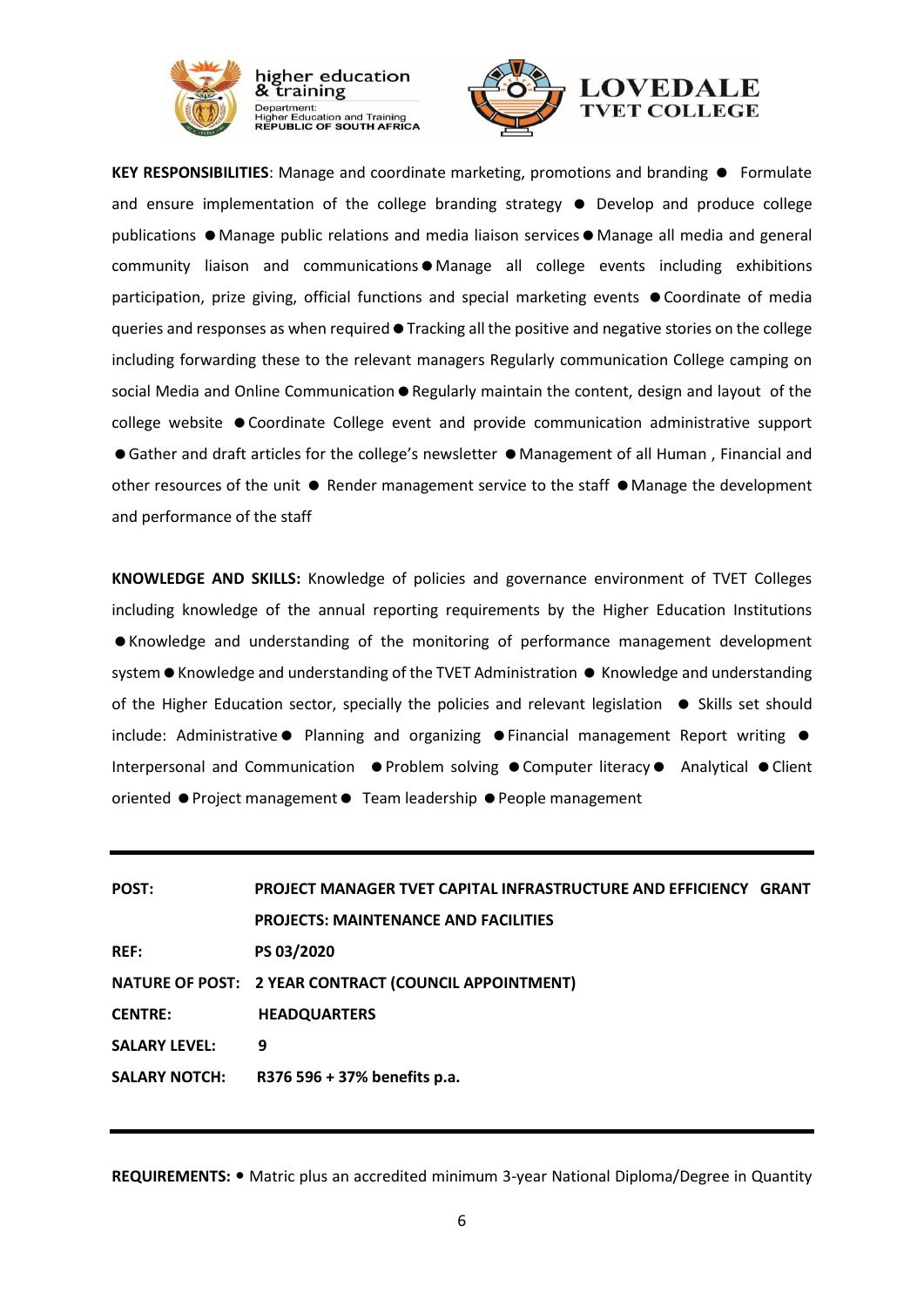**KEY RESPONSIBILITIES**: Manage and coordinate marketing, promotions and branding ● Formulate and ensure implementation of the college branding strategy ● Develop and produce college publications ● Manage public relations and media liaison services ● Manage all media and general community liaison and communications ● Manage all college events including exhibitions participation, prize giving, official functions and special marketing events ● Coordinate of media queries and responses as when required ● Tracking all the positive and negative stories on the college including forwarding these to the relevant managers Regularly communication College camping on social Media and Online Communication ● Regularly maintain the content, design and layout of the college website ● Coordinate College event and provide communication administrative support ● Gather and draft articles for the college's newsletter ● Management of all Human , Financial and other resources of the unit ● Render management service to the staff ● Manage the development and performance of the staff

**KNOWLEDGE AND SKILLS:** Knowledge of policies and governance environment of TVET Colleges including knowledge of the annual reporting requirements by the Higher Education Institutions ● Knowledge and understanding of the monitoring of performance management development system ● Knowledge and understanding of the TVET Administration ● Knowledge and understanding of the Higher Education sector, specially the policies and relevant legislation ● Skills set should include: Administrative ● Planning and organizing ● Financial management Report writing ● Interpersonal and Communication ● Problem solving ● Computer literacy ● Analytical ● Client oriented ● Project management ● Team leadership ● People management

---

| | |
|---|---|
| **POST:** | **PROJECT MANAGER TVET CAPITAL INFRASTRUCTURE AND EFFICIENCY GRANT PROJECTS: MAINTENANCE AND FACILITIES** |
| **REF:** | **PS 03/2020** |
| **NATURE OF POST:** | **2 YEAR CONTRACT (COUNCIL APPOINTMENT)** |
| **CENTRE:** | **HEADQUARTERS** |
| **SALARY LEVEL:** | **9** |
| **SALARY NOTCH:** | **R376 596 + 37% benefits p.a.** |

---

**REQUIREMENTS:** • Matric plus an accredited minimum 3-year National Diploma/Degree in Quantity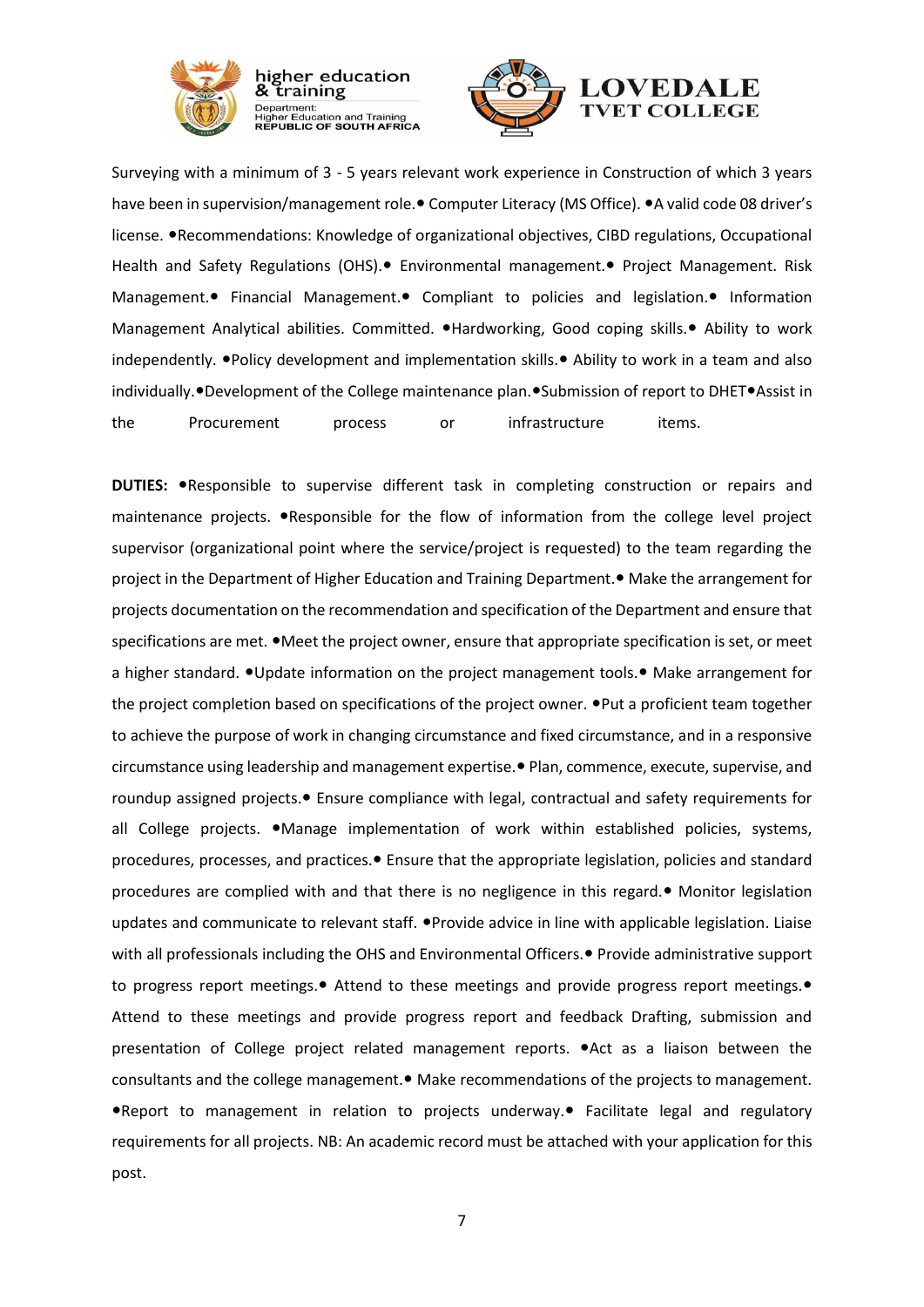Surveying with a minimum of 3 - 5 years relevant work experience in Construction of which 3 years have been in supervision/management role.• Computer Literacy (MS Office). •A valid code 08 driver's license. •Recommendations: Knowledge of organizational objectives, CIBD regulations, Occupational Health and Safety Regulations (OHS).• Environmental management.• Project Management. Risk Management.• Financial Management.• Compliant to policies and legislation.• Information Management Analytical abilities. Committed. •Hardworking, Good coping skills.• Ability to work independently. •Policy development and implementation skills.• Ability to work in a team and also individually.•Development of the College maintenance plan.•Submission of report to DHET•Assist in the Procurement process or infrastructure items.

**DUTIES:** •Responsible to supervise different task in completing construction or repairs and maintenance projects. •Responsible for the flow of information from the college level project supervisor (organizational point where the service/project is requested) to the team regarding the project in the Department of Higher Education and Training Department.• Make the arrangement for projects documentation on the recommendation and specification of the Department and ensure that specifications are met. •Meet the project owner, ensure that appropriate specification is set, or meet a higher standard. •Update information on the project management tools.• Make arrangement for the project completion based on specifications of the project owner. •Put a proficient team together to achieve the purpose of work in changing circumstance and fixed circumstance, and in a responsive circumstance using leadership and management expertise.• Plan, commence, execute, supervise, and roundup assigned projects.• Ensure compliance with legal, contractual and safety requirements for all College projects. •Manage implementation of work within established policies, systems, procedures, processes, and practices.• Ensure that the appropriate legislation, policies and standard procedures are complied with and that there is no negligence in this regard.• Monitor legislation updates and communicate to relevant staff. •Provide advice in line with applicable legislation. Liaise with all professionals including the OHS and Environmental Officers.• Provide administrative support to progress report meetings.• Attend to these meetings and provide progress report meetings.• Attend to these meetings and provide progress report and feedback Drafting, submission and presentation of College project related management reports. •Act as a liaison between the consultants and the college management.• Make recommendations of the projects to management. •Report to management in relation to projects underway.• Facilitate legal and regulatory requirements for all projects. NB: An academic record must be attached with your application for this post.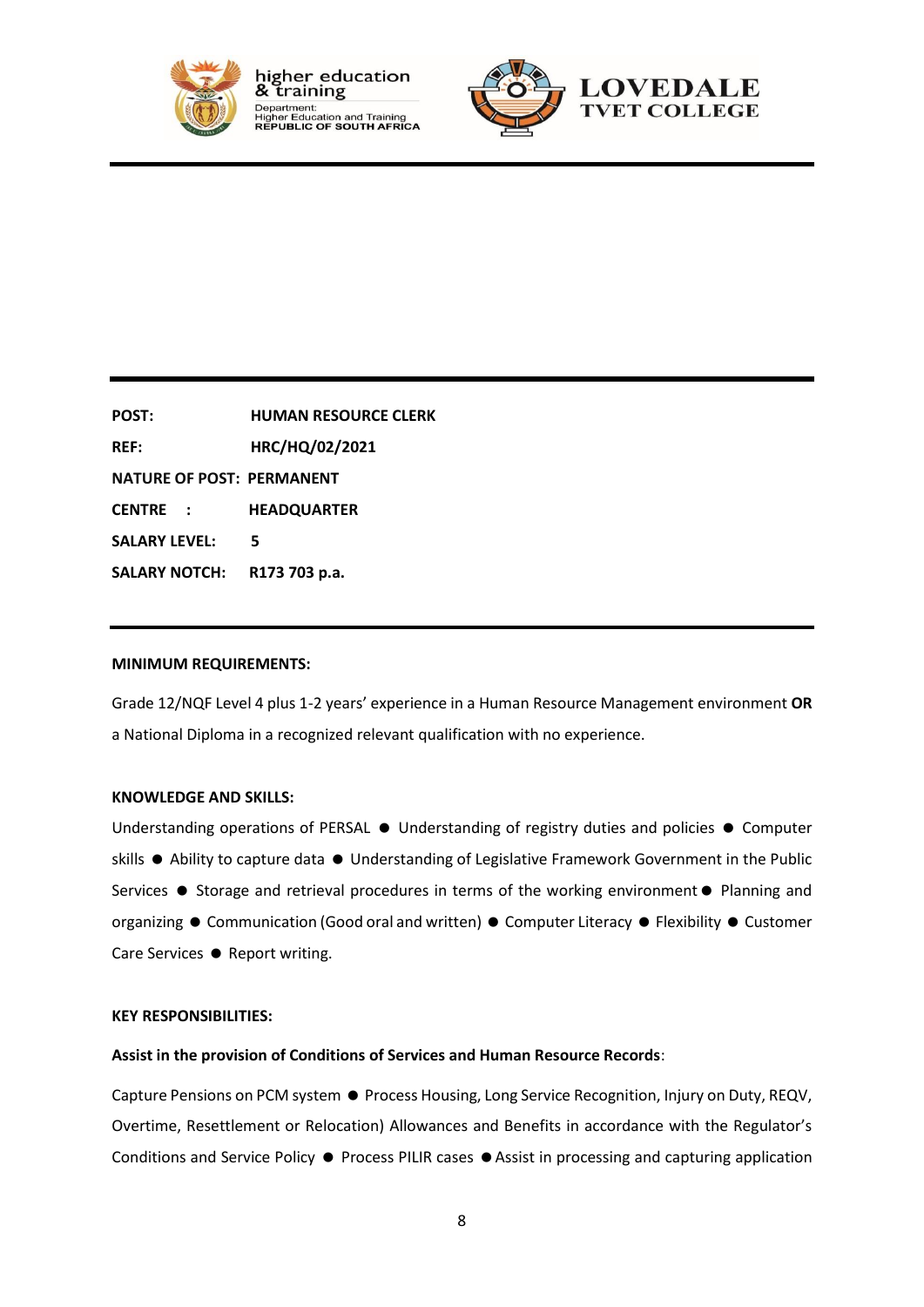**POST:** **HUMAN RESOURCE CLERK**

**REF:** **HRC/HQ/02/2021**

**NATURE OF POST:** **PERMANENT**

**CENTRE :** **HEADQUARTER**

**SALARY LEVEL:** **5**

**SALARY NOTCH:** **R173 703 p.a.**

**MINIMUM REQUIREMENTS:**

Grade 12/NQF Level 4 plus 1-2 years' experience in a Human Resource Management environment **OR** a National Diploma in a recognized relevant qualification with no experience.

**KNOWLEDGE AND SKILLS:**

Understanding operations of PERSAL ● Understanding of registry duties and policies ● Computer skills ● Ability to capture data ● Understanding of Legislative Framework Government in the Public Services ● Storage and retrieval procedures in terms of the working environment ● Planning and organizing ● Communication (Good oral and written) ● Computer Literacy ● Flexibility ● Customer Care Services ● Report writing.

**KEY RESPONSIBILITIES:**

**Assist in the provision of Conditions of Services and Human Resource Records**:

Capture Pensions on PCM system ● Process Housing, Long Service Recognition, Injury on Duty, REQV, Overtime, Resettlement or Relocation) Allowances and Benefits in accordance with the Regulator's Conditions and Service Policy ● Process PILIR cases ● Assist in processing and capturing application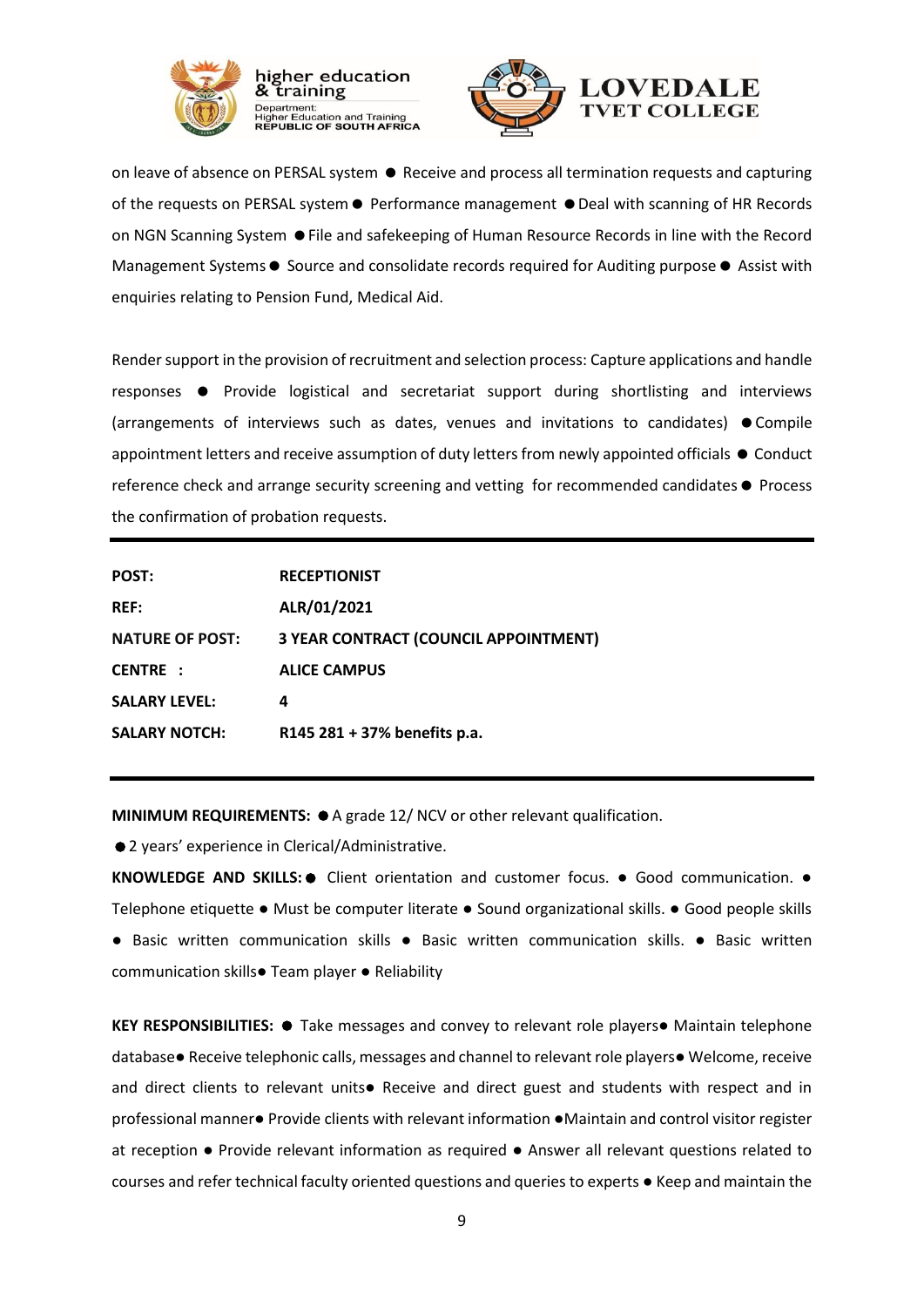on leave of absence on PERSAL system ● Receive and process all termination requests and capturing of the requests on PERSAL system ● Performance management ● Deal with scanning of HR Records on NGN Scanning System ● File and safekeeping of Human Resource Records in line with the Record Management Systems ● Source and consolidate records required for Auditing purpose ● Assist with enquiries relating to Pension Fund, Medical Aid.

Render support in the provision of recruitment and selection process: Capture applications and handle responses ● Provide logistical and secretariat support during shortlisting and interviews (arrangements of interviews such as dates, venues and invitations to candidates) ● Compile appointment letters and receive assumption of duty letters from newly appointed officials ● Conduct reference check and arrange security screening and vetting for recommended candidates ● Process the confirmation of probation requests.

---

| | |
|---|---|
| **POST:** | **RECEPTIONIST** |
| **REF:** | **ALR/01/2021** |
| **NATURE OF POST:** | **3 YEAR CONTRACT (COUNCIL APPOINTMENT)** |
| **CENTRE :** | **ALICE CAMPUS** |
| **SALARY LEVEL:** | **4** |
| **SALARY NOTCH:** | **R145 281 + 37% benefits p.a.** |

---

**MINIMUM REQUIREMENTS:** ● A grade 12/ NCV or other relevant qualification.

● 2 years' experience in Clerical/Administrative.

**KNOWLEDGE AND SKILLS:** ● Client orientation and customer focus. ● Good communication. ● Telephone etiquette ● Must be computer literate ● Sound organizational skills. ● Good people skills ● Basic written communication skills ● Basic written communication skills. ● Basic written communication skills● Team player ● Reliability

**KEY RESPONSIBILITIES:** ● Take messages and convey to relevant role players● Maintain telephone database● Receive telephonic calls, messages and channel to relevant role players● Welcome, receive and direct clients to relevant units● Receive and direct guest and students with respect and in professional manner● Provide clients with relevant information ●Maintain and control visitor register at reception ● Provide relevant information as required ● Answer all relevant questions related to courses and refer technical faculty oriented questions and queries to experts ● Keep and maintain the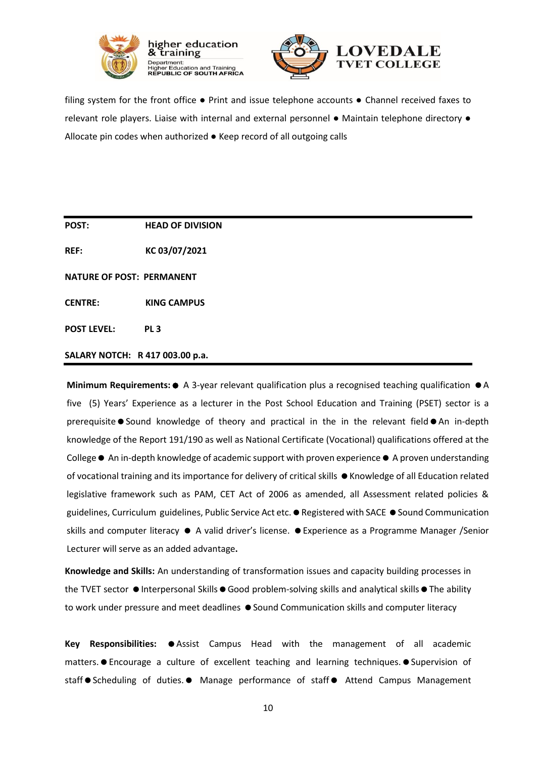filing system for the front office ● Print and issue telephone accounts ● Channel received faxes to relevant role players. Liaise with internal and external personnel ● Maintain telephone directory ● Allocate pin codes when authorized ● Keep record of all outgoing calls

---

**POST:** **HEAD OF DIVISION**

**REF:** **KC 03/07/2021**

**NATURE OF POST:** **PERMANENT**

**CENTRE:** **KING CAMPUS**

**POST LEVEL:** **PL 3**

**SALARY NOTCH:** **R 417 003.00 p.a.**

---

**Minimum Requirements:** ● A 3-year relevant qualification plus a recognised teaching qualification ● A five (5) Years' Experience as a lecturer in the Post School Education and Training (PSET) sector is a prerequisite ● Sound knowledge of theory and practical in the in the relevant field ● An in-depth knowledge of the Report 191/190 as well as National Certificate (Vocational) qualifications offered at the College ● An in-depth knowledge of academic support with proven experience ● A proven understanding of vocational training and its importance for delivery of critical skills ● Knowledge of all Education related legislative framework such as PAM, CET Act of 2006 as amended, all Assessment related policies & guidelines, Curriculum guidelines, Public Service Act etc. ● Registered with SACE ● Sound Communication skills and computer literacy ● A valid driver's license. ● Experience as a Programme Manager /Senior Lecturer will serve as an added advantage**.**

**Knowledge and Skills:** An understanding of transformation issues and capacity building processes in the TVET sector ● Interpersonal Skills ● Good problem-solving skills and analytical skills ● The ability to work under pressure and meet deadlines ● Sound Communication skills and computer literacy

**Key Responsibilities:** ● Assist Campus Head with the management of all academic matters. ● Encourage a culture of excellent teaching and learning techniques. ● Supervision of staff ● Scheduling of duties. ● Manage performance of staff ● Attend Campus Management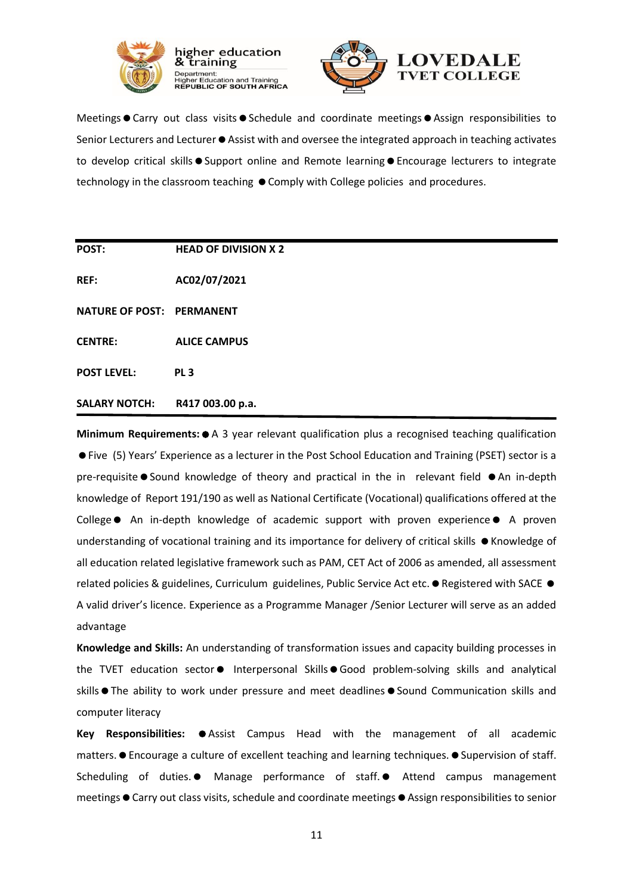Meetings ● Carry out class visits ● Schedule and coordinate meetings ● Assign responsibilities to Senior Lecturers and Lecturer ● Assist with and oversee the integrated approach in teaching activates to develop critical skills ● Support online and Remote learning ● Encourage lecturers to integrate technology in the classroom teaching ● Comply with College policies and procedures.

---

**POST:** **HEAD OF DIVISION X 2**

**REF:** **AC02/07/2021**

**NATURE OF POST:** **PERMANENT**

**CENTRE:** **ALICE CAMPUS**

**POST LEVEL:** **PL 3**

**SALARY NOTCH:** **R417 003.00 p.a.**

---

**Minimum Requirements:** ● A 3 year relevant qualification plus a recognised teaching qualification ● Five (5) Years' Experience as a lecturer in the Post School Education and Training (PSET) sector is a pre-requisite ● Sound knowledge of theory and practical in the in relevant field ● An in-depth knowledge of Report 191/190 as well as National Certificate (Vocational) qualifications offered at the College ● An in-depth knowledge of academic support with proven experience ● A proven understanding of vocational training and its importance for delivery of critical skills ● Knowledge of all education related legislative framework such as PAM, CET Act of 2006 as amended, all assessment related policies & guidelines, Curriculum guidelines, Public Service Act etc. ● Registered with SACE ● A valid driver's licence. Experience as a Programme Manager /Senior Lecturer will serve as an added advantage

**Knowledge and Skills:** An understanding of transformation issues and capacity building processes in the TVET education sector ● Interpersonal Skills ● Good problem-solving skills and analytical skills ● The ability to work under pressure and meet deadlines ● Sound Communication skills and computer literacy

**Key Responsibilities:** ● Assist Campus Head with the management of all academic matters. ● Encourage a culture of excellent teaching and learning techniques. ● Supervision of staff. Scheduling of duties. ● Manage performance of staff. ● Attend campus management meetings ● Carry out class visits, schedule and coordinate meetings ● Assign responsibilities to senior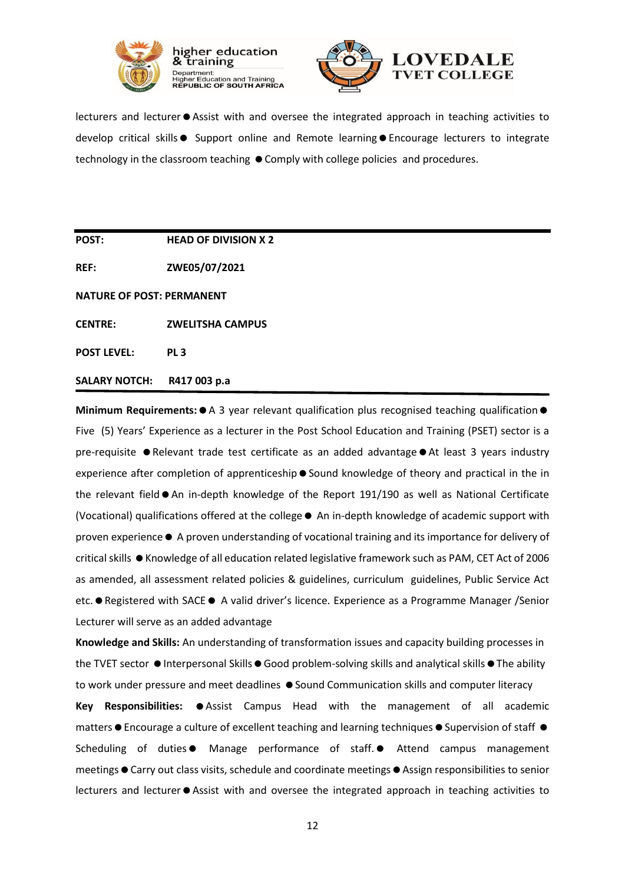lecturers and lecturer ● Assist with and oversee the integrated approach in teaching activities to develop critical skills ● Support online and Remote learning ● Encourage lecturers to integrate technology in the classroom teaching ● Comply with college policies and procedures.

| | |
|---|---|
| **POST:** | **HEAD OF DIVISION X 2** |
| **REF:** | **ZWE05/07/2021** |
| **NATURE OF POST: PERMANENT** | |
| **CENTRE:** | **ZWELITSHA CAMPUS** |
| **POST LEVEL:** | **PL 3** |
| **SALARY NOTCH:** | **R417 003 p.a** |

**Minimum Requirements:** ● A 3 year relevant qualification plus recognised teaching qualification ● Five (5) Years' Experience as a lecturer in the Post School Education and Training (PSET) sector is a pre-requisite ● Relevant trade test certificate as an added advantage ● At least 3 years industry experience after completion of apprenticeship ● Sound knowledge of theory and practical in the in the relevant field ● An in-depth knowledge of the Report 191/190 as well as National Certificate (Vocational) qualifications offered at the college ● An in-depth knowledge of academic support with proven experience ● A proven understanding of vocational training and its importance for delivery of critical skills ● Knowledge of all education related legislative framework such as PAM, CET Act of 2006 as amended, all assessment related policies & guidelines, curriculum guidelines, Public Service Act etc. ● Registered with SACE ● A valid driver's licence. Experience as a Programme Manager /Senior Lecturer will serve as an added advantage

**Knowledge and Skills:** An understanding of transformation issues and capacity building processes in the TVET sector ● Interpersonal Skills ● Good problem-solving skills and analytical skills ● The ability to work under pressure and meet deadlines ● Sound Communication skills and computer literacy

**Key Responsibilities:** ● Assist Campus Head with the management of all academic matters ● Encourage a culture of excellent teaching and learning techniques ● Supervision of staff ● Scheduling of duties ● Manage performance of staff. ● Attend campus management meetings ● Carry out class visits, schedule and coordinate meetings ● Assign responsibilities to senior lecturers and lecturer ● Assist with and oversee the integrated approach in teaching activities to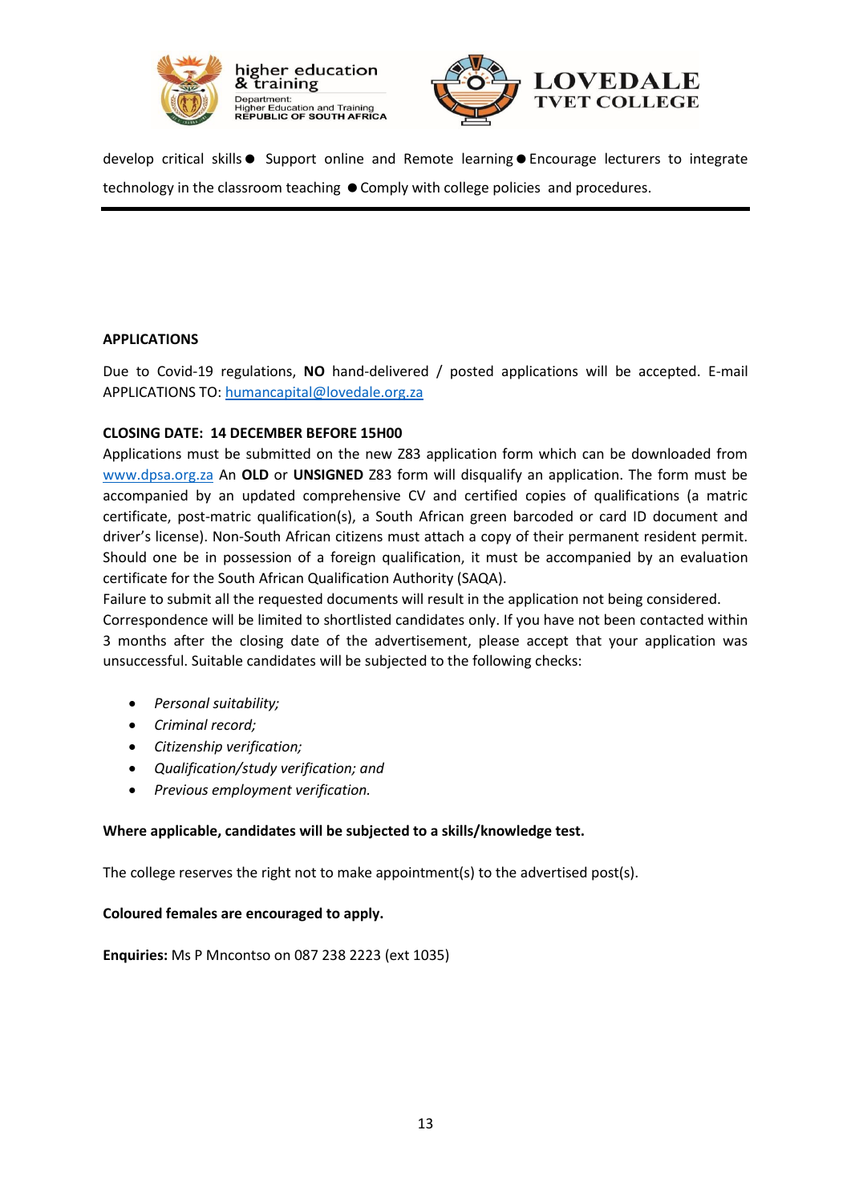develop critical skills ● Support online and Remote learning ● Encourage lecturers to integrate technology in the classroom teaching ● Comply with college policies and procedures.

---

**APPLICATIONS**

Due to Covid-19 regulations, **NO** hand-delivered / posted applications will be accepted. E-mail APPLICATIONS TO: humancapital@lovedale.org.za

**CLOSING DATE: 14 DECEMBER BEFORE 15H00**

Applications must be submitted on the new Z83 application form which can be downloaded from www.dpsa.org.za An **OLD** or **UNSIGNED** Z83 form will disqualify an application. The form must be accompanied by an updated comprehensive CV and certified copies of qualifications (a matric certificate, post-matric qualification(s), a South African green barcoded or card ID document and driver's license). Non-South African citizens must attach a copy of their permanent resident permit. Should one be in possession of a foreign qualification, it must be accompanied by an evaluation certificate for the South African Qualification Authority (SAQA).

Failure to submit all the requested documents will result in the application not being considered.

Correspondence will be limited to shortlisted candidates only. If you have not been contacted within 3 months after the closing date of the advertisement, please accept that your application was unsuccessful. Suitable candidates will be subjected to the following checks:

- *Personal suitability;*
- *Criminal record;*
- *Citizenship verification;*
- *Qualification/study verification; and*
- *Previous employment verification.*

**Where applicable, candidates will be subjected to a skills/knowledge test.**

The college reserves the right not to make appointment(s) to the advertised post(s).

**Coloured females are encouraged to apply.**

**Enquiries:** Ms P Mncontso on 087 238 2223 (ext 1035)